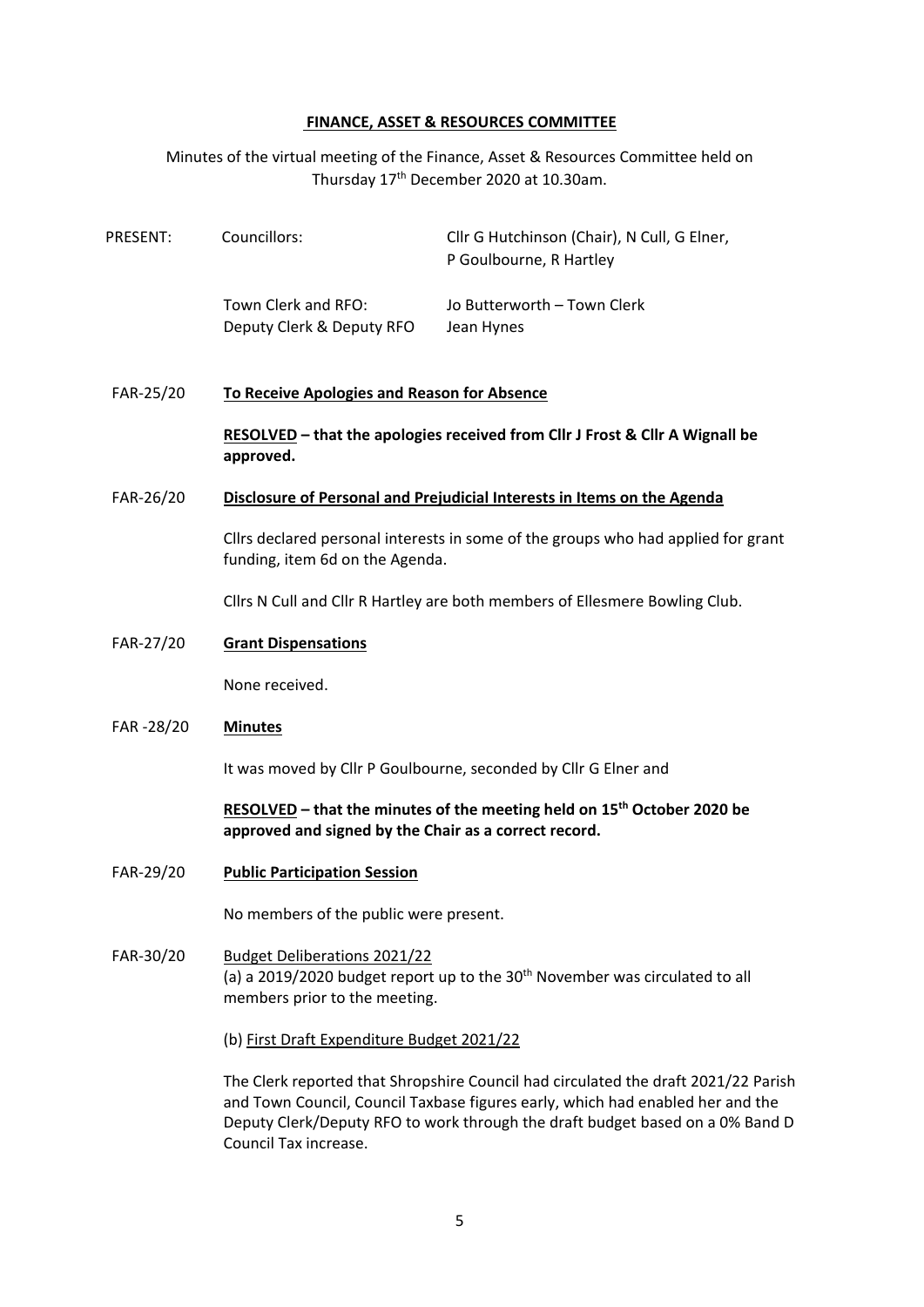## **FINANCE, ASSET & RESOURCES COMMITTEE**

Minutes of the virtual meeting of the Finance, Asset & Resources Committee held on Thursday 17th December 2020 at 10.30am.

| PRESENT: | Councillors: | Cllr G Hutchinson (Chair), N Cull, G Elner, P Goulbourne, R Hartley |
|---|---|---|
| | Town Clerk and RFO: | Jo Butterworth – Town Clerk |
| | Deputy Clerk & Deputy RFO | Jean Hynes |

**FAR-25/20 To Receive Apologies and Reason for Absence**

**RESOLVED – that the apologies received from Cllr J Frost & Cllr A Wignall be approved.**

**FAR-26/20 Disclosure of Personal and Prejudicial Interests in Items on the Agenda**

Cllrs declared personal interests in some of the groups who had applied for grant funding, item 6d on the Agenda.

Cllrs N Cull and Cllr R Hartley are both members of Ellesmere Bowling Club.

**FAR-27/20 Grant Dispensations**

None received.

**FAR -28/20 Minutes**

It was moved by Cllr P Goulbourne, seconded by Cllr G Elner and

**RESOLVED – that the minutes of the meeting held on 15th October 2020 be approved and signed by the Chair as a correct record.**

**FAR-29/20 Public Participation Session**

No members of the public were present.

FAR-30/20 Budget Deliberations 2021/22

(a) a 2019/2020 budget report up to the 30th November was circulated to all members prior to the meeting.

(b) First Draft Expenditure Budget 2021/22

The Clerk reported that Shropshire Council had circulated the draft 2021/22 Parish and Town Council, Council Taxbase figures early, which had enabled her and the Deputy Clerk/Deputy RFO to work through the draft budget based on a 0% Band D Council Tax increase.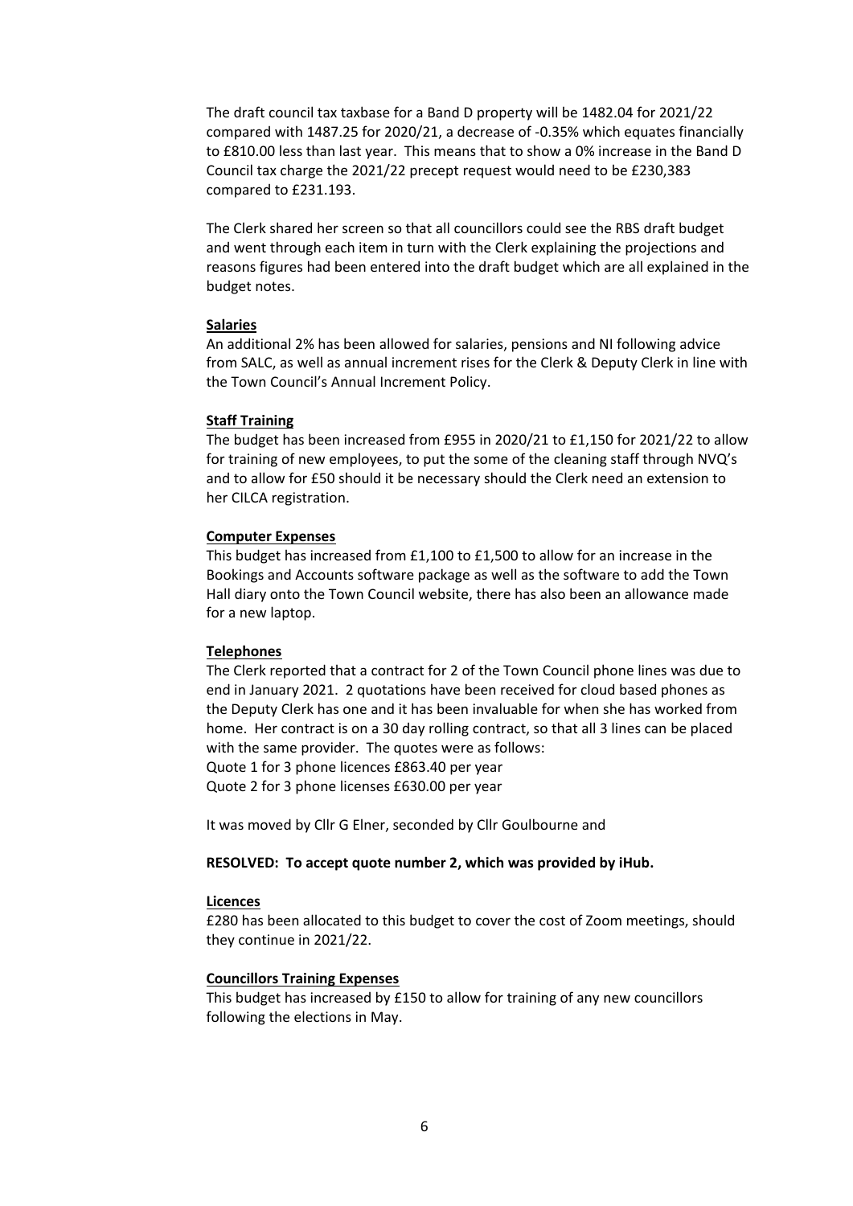The draft council tax taxbase for a Band D property will be 1482.04 for 2021/22 compared with 1487.25 for 2020/21, a decrease of -0.35% which equates financially to £810.00 less than last year. This means that to show a 0% increase in the Band D Council tax charge the 2021/22 precept request would need to be £230,383 compared to £231.193.

The Clerk shared her screen so that all councillors could see the RBS draft budget and went through each item in turn with the Clerk explaining the projections and reasons figures had been entered into the draft budget which are all explained in the budget notes.

**Salaries**

An additional 2% has been allowed for salaries, pensions and NI following advice from SALC, as well as annual increment rises for the Clerk & Deputy Clerk in line with the Town Council's Annual Increment Policy.

**Staff Training**

The budget has been increased from £955 in 2020/21 to £1,150 for 2021/22 to allow for training of new employees, to put the some of the cleaning staff through NVQ's and to allow for £50 should it be necessary should the Clerk need an extension to her CILCA registration.

**Computer Expenses**

This budget has increased from £1,100 to £1,500 to allow for an increase in the Bookings and Accounts software package as well as the software to add the Town Hall diary onto the Town Council website, there has also been an allowance made for a new laptop.

**Telephones**

The Clerk reported that a contract for 2 of the Town Council phone lines was due to end in January 2021. 2 quotations have been received for cloud based phones as the Deputy Clerk has one and it has been invaluable for when she has worked from home. Her contract is on a 30 day rolling contract, so that all 3 lines can be placed with the same provider. The quotes were as follows:
Quote 1 for 3 phone licences £863.40 per year
Quote 2 for 3 phone licenses £630.00 per year

It was moved by Cllr G Elner, seconded by Cllr Goulbourne and

**RESOLVED: To accept quote number 2, which was provided by iHub.**

**Licences**

£280 has been allocated to this budget to cover the cost of Zoom meetings, should they continue in 2021/22.

**Councillors Training Expenses**

This budget has increased by £150 to allow for training of any new councillors following the elections in May.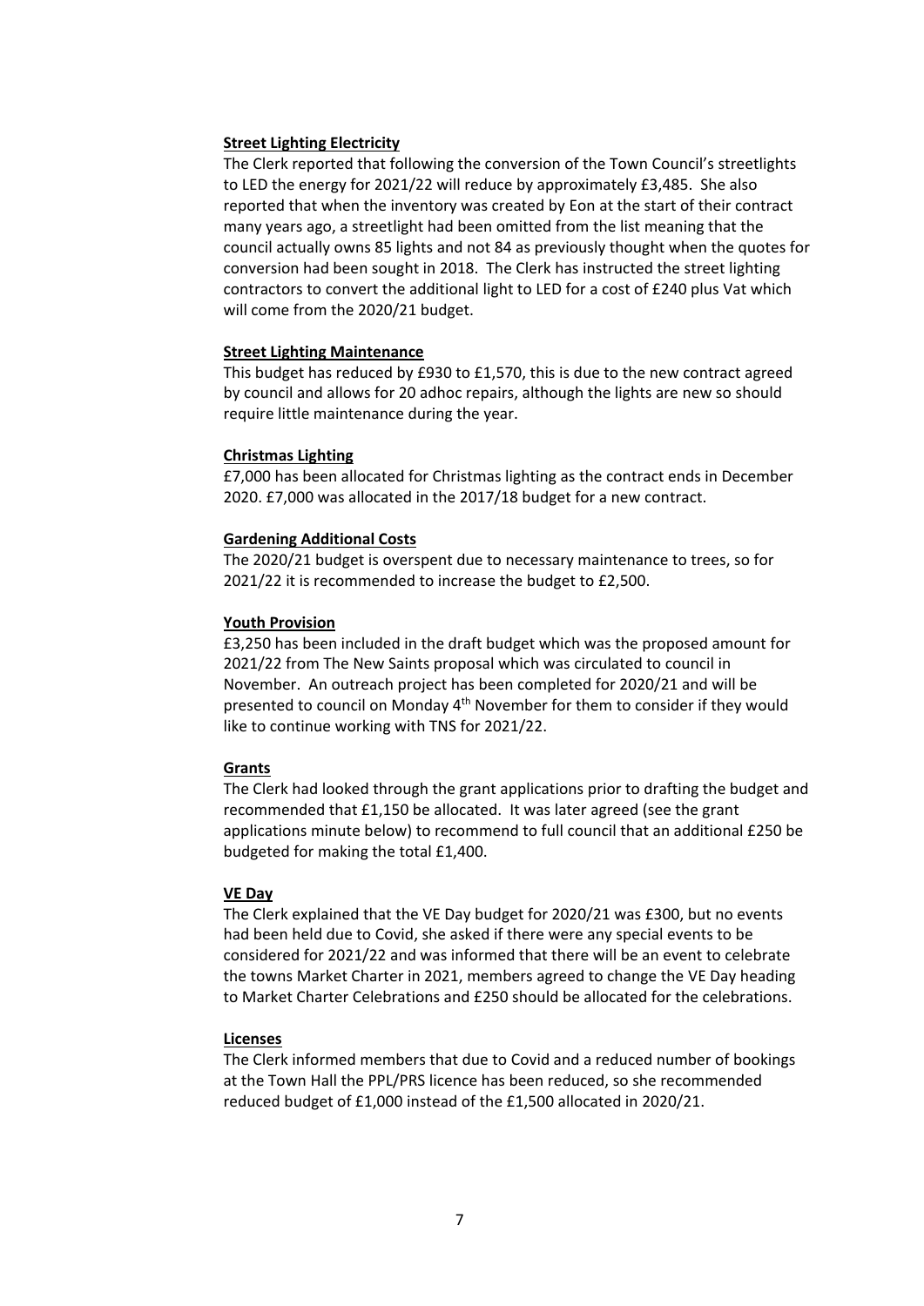**Street Lighting Electricity**

The Clerk reported that following the conversion of the Town Council's streetlights to LED the energy for 2021/22 will reduce by approximately £3,485. She also reported that when the inventory was created by Eon at the start of their contract many years ago, a streetlight had been omitted from the list meaning that the council actually owns 85 lights and not 84 as previously thought when the quotes for conversion had been sought in 2018. The Clerk has instructed the street lighting contractors to convert the additional light to LED for a cost of £240 plus Vat which will come from the 2020/21 budget.

**Street Lighting Maintenance**

This budget has reduced by £930 to £1,570, this is due to the new contract agreed by council and allows for 20 adhoc repairs, although the lights are new so should require little maintenance during the year.

**Christmas Lighting**

£7,000 has been allocated for Christmas lighting as the contract ends in December 2020. £7,000 was allocated in the 2017/18 budget for a new contract.

**Gardening Additional Costs**

The 2020/21 budget is overspent due to necessary maintenance to trees, so for 2021/22 it is recommended to increase the budget to £2,500.

**Youth Provision**

£3,250 has been included in the draft budget which was the proposed amount for 2021/22 from The New Saints proposal which was circulated to council in November. An outreach project has been completed for 2020/21 and will be presented to council on Monday 4th November for them to consider if they would like to continue working with TNS for 2021/22.

**Grants**

The Clerk had looked through the grant applications prior to drafting the budget and recommended that £1,150 be allocated. It was later agreed (see the grant applications minute below) to recommend to full council that an additional £250 be budgeted for making the total £1,400.

**VE Day**

The Clerk explained that the VE Day budget for 2020/21 was £300, but no events had been held due to Covid, she asked if there were any special events to be considered for 2021/22 and was informed that there will be an event to celebrate the towns Market Charter in 2021, members agreed to change the VE Day heading to Market Charter Celebrations and £250 should be allocated for the celebrations.

**Licenses**

The Clerk informed members that due to Covid and a reduced number of bookings at the Town Hall the PPL/PRS licence has been reduced, so she recommended reduced budget of £1,000 instead of the £1,500 allocated in 2020/21.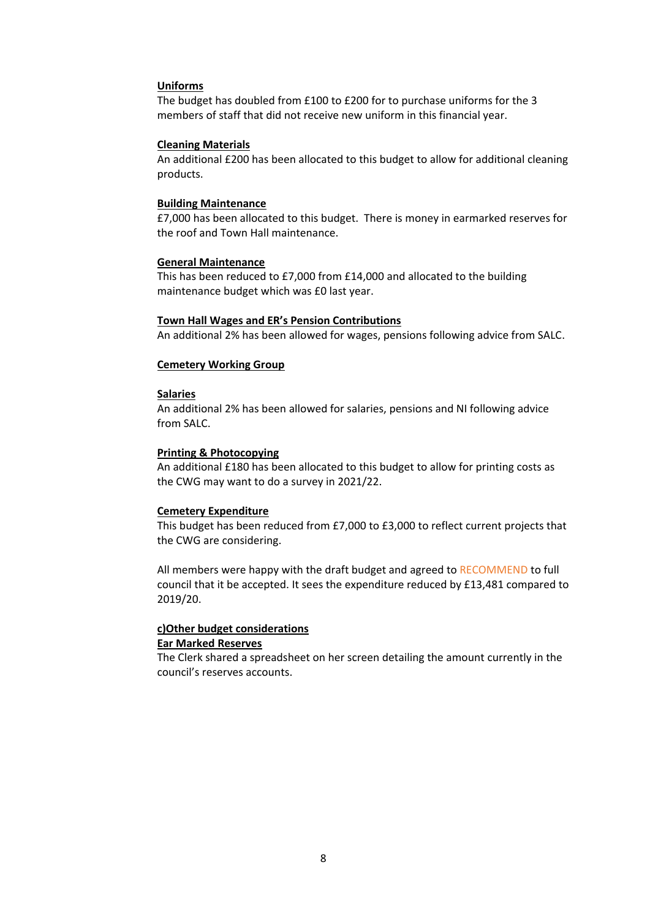**Uniforms**

The budget has doubled from £100 to £200 for to purchase uniforms for the 3 members of staff that did not receive new uniform in this financial year.

**Cleaning Materials**

An additional £200 has been allocated to this budget to allow for additional cleaning products.

**Building Maintenance**

£7,000 has been allocated to this budget. There is money in earmarked reserves for the roof and Town Hall maintenance.

**General Maintenance**

This has been reduced to £7,000 from £14,000 and allocated to the building maintenance budget which was £0 last year.

**Town Hall Wages and ER's Pension Contributions**

An additional 2% has been allowed for wages, pensions following advice from SALC.

**Cemetery Working Group**

**Salaries**

An additional 2% has been allowed for salaries, pensions and NI following advice from SALC.

**Printing & Photocopying**

An additional £180 has been allocated to this budget to allow for printing costs as the CWG may want to do a survey in 2021/22.

**Cemetery Expenditure**

This budget has been reduced from £7,000 to £3,000 to reflect current projects that the CWG are considering.

All members were happy with the draft budget and agreed to RECOMMEND to full council that it be accepted. It sees the expenditure reduced by £13,481 compared to 2019/20.

**c)Other budget considerations**

**Ear Marked Reserves**

The Clerk shared a spreadsheet on her screen detailing the amount currently in the council's reserves accounts.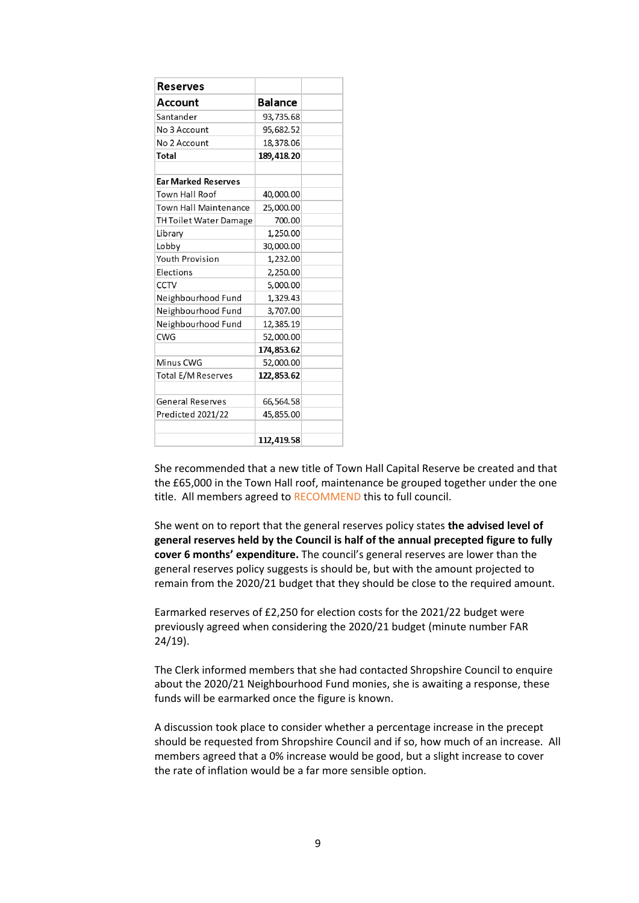| Reserves | | |
|---|---|---|
| **Account** | **Balance** | |
| Santander | 93,735.68 | |
| No 3 Account | 95,682.52 | |
| No 2 Account | 18,378.06 | |
| **Total** | **189,418.20** | |
| | | |
| **Ear Marked Reserves** | | |
| Town Hall Roof | 40,000.00 | |
| Town Hall Maintenance | 25,000.00 | |
| TH Toilet Water Damage | 700.00 | |
| Library | 1,250.00 | |
| Lobby | 30,000.00 | |
| Youth Provision | 1,232.00 | |
| Elections | 2,250.00 | |
| CCTV | 5,000.00 | |
| Neighbourhood Fund | 1,329.43 | |
| Neighbourhood Fund | 3,707.00 | |
| Neighbourhood Fund | 12,385.19 | |
| CWG | 52,000.00 | |
| | **174,853.62** | |
| Minus CWG | 52,000.00 | |
| Total E/M Reserves | **122,853.62** | |
| | | |
| General Reserves | 66,564.58 | |
| Predicted 2021/22 | 45,855.00 | |
| | | |
| | **112,419.58** | |

She recommended that a new title of Town Hall Capital Reserve be created and that the £65,000 in the Town Hall roof, maintenance be grouped together under the one title. All members agreed to RECOMMEND this to full council.

She went on to report that the general reserves policy states **the advised level of general reserves held by the Council is half of the annual precepted figure to fully cover 6 months' expenditure.** The council's general reserves are lower than the general reserves policy suggests is should be, but with the amount projected to remain from the 2020/21 budget that they should be close to the required amount.

Earmarked reserves of £2,250 for election costs for the 2021/22 budget were previously agreed when considering the 2020/21 budget (minute number FAR 24/19).

The Clerk informed members that she had contacted Shropshire Council to enquire about the 2020/21 Neighbourhood Fund monies, she is awaiting a response, these funds will be earmarked once the figure is known.

A discussion took place to consider whether a percentage increase in the precept should be requested from Shropshire Council and if so, how much of an increase. All members agreed that a 0% increase would be good, but a slight increase to cover the rate of inflation would be a far more sensible option.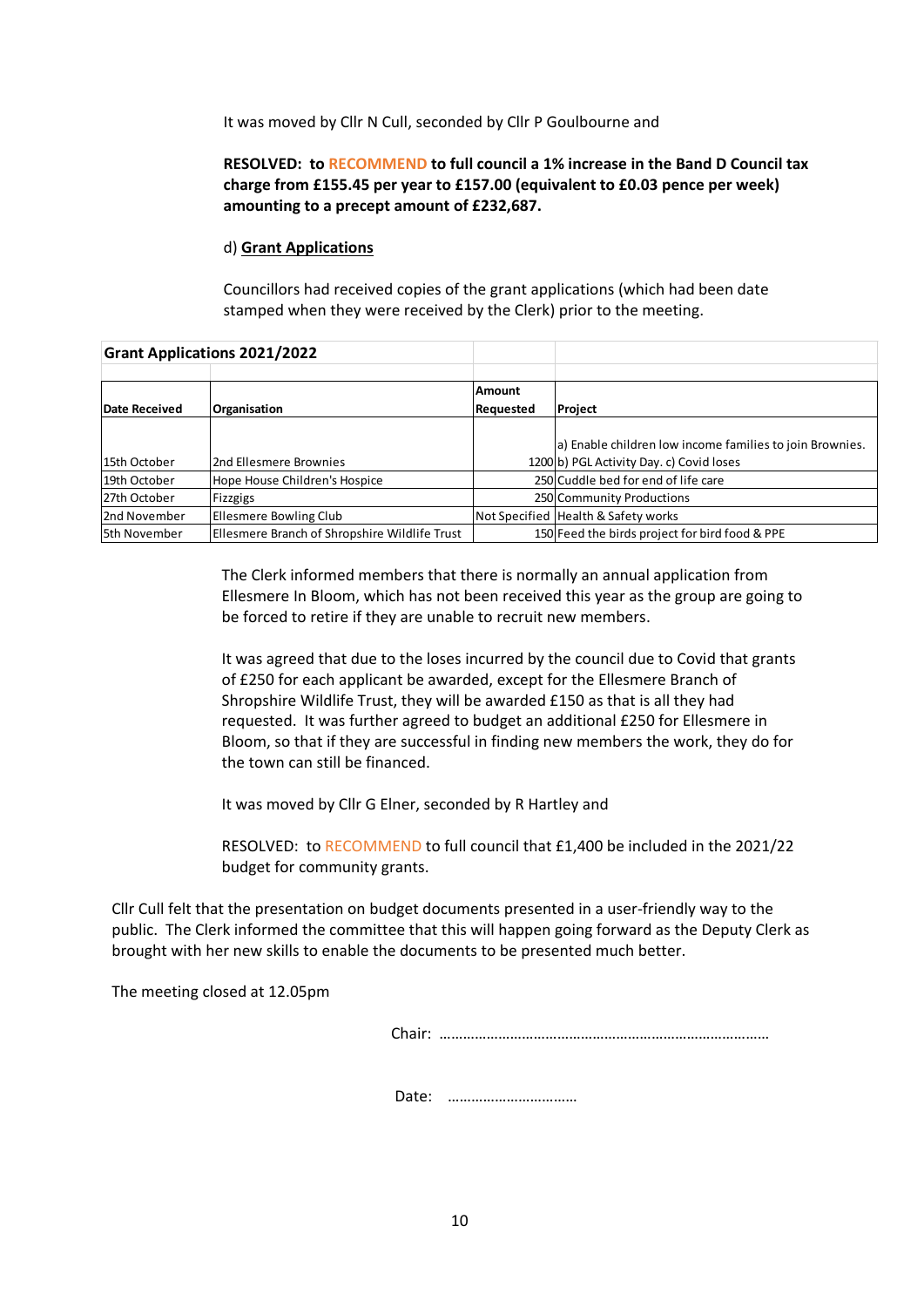It was moved by Cllr N Cull, seconded by Cllr P Goulbourne and

**RESOLVED: to RECOMMEND to full council a 1% increase in the Band D Council tax charge from £155.45 per year to £157.00 (equivalent to £0.03 pence per week) amounting to a precept amount of £232,687.**

d) **Grant Applications**

Councillors had received copies of the grant applications (which had been date stamped when they were received by the Clerk) prior to the meeting.

**Grant Applications 2021/2022**

| Date Received | Organisation | Amount Requested | Project |
|---|---|---|---|
| 15th October | 2nd Ellesmere Brownies | 1200 | a) Enable children low income families to join Brownies. b) PGL Activity Day. c) Covid loses |
| 19th October | Hope House Children's Hospice | 250 | Cuddle bed for end of life care |
| 27th October | Fizzgigs | 250 | Community Productions |
| 2nd November | Ellesmere Bowling Club | Not Specified | Health & Safety works |
| 5th November | Ellesmere Branch of Shropshire Wildlife Trust | 150 | Feed the birds project for bird food & PPE |

The Clerk informed members that there is normally an annual application from Ellesmere In Bloom, which has not been received this year as the group are going to be forced to retire if they are unable to recruit new members.

It was agreed that due to the loses incurred by the council due to Covid that grants of £250 for each applicant be awarded, except for the Ellesmere Branch of Shropshire Wildlife Trust, they will be awarded £150 as that is all they had requested. It was further agreed to budget an additional £250 for Ellesmere in Bloom, so that if they are successful in finding new members the work, they do for the town can still be financed.

It was moved by Cllr G Elner, seconded by R Hartley and

RESOLVED: to RECOMMEND to full council that £1,400 be included in the 2021/22 budget for community grants.

Cllr Cull felt that the presentation on budget documents presented in a user-friendly way to the public. The Clerk informed the committee that this will happen going forward as the Deputy Clerk as brought with her new skills to enable the documents to be presented much better.

The meeting closed at 12.05pm

Chair: ……………………………………………………………………………

Date: ……………………………